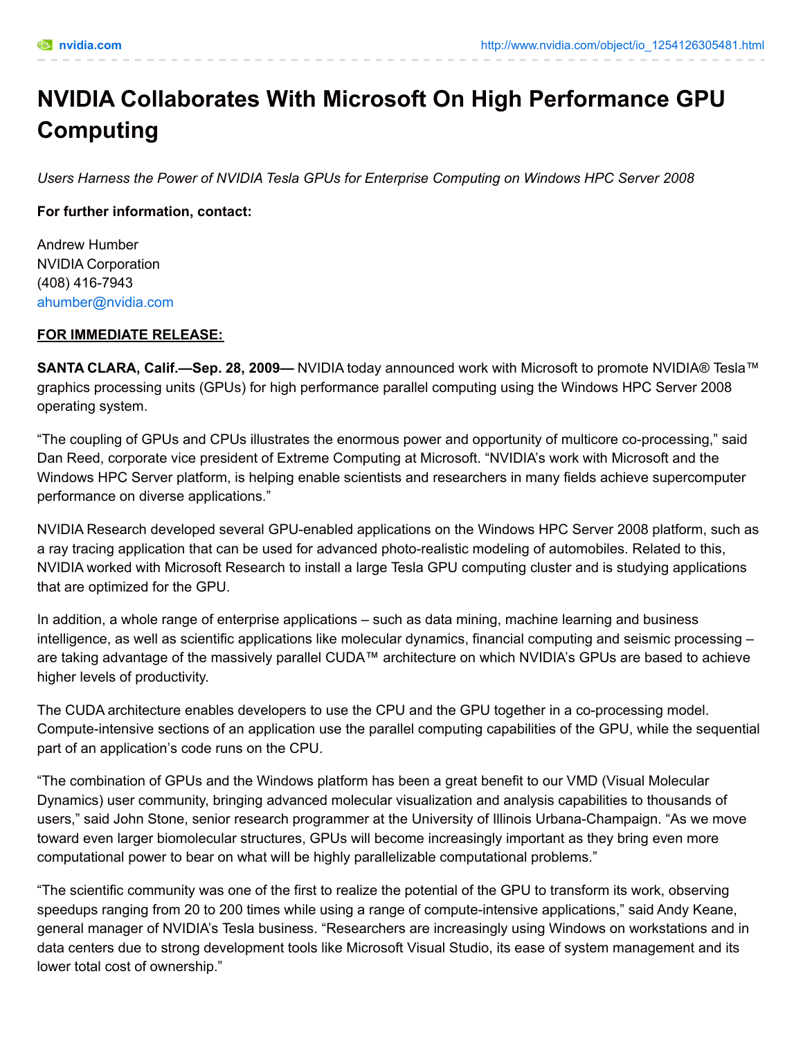# NVIDIA Collaborates With Microsoft On High Performance GPU Computing

*Users Harness the Power of NVIDIA Tesla GPUs for Enterprise Computing on Windows HPC Server 2008*

**For further information, contact:**

Andrew Humber
NVIDIA Corporation
(408) 416-7943
ahumber@nvidia.com

**FOR IMMEDIATE RELEASE:**

**SANTA CLARA, Calif.—Sep. 28, 2009—** NVIDIA today announced work with Microsoft to promote NVIDIA® Tesla™ graphics processing units (GPUs) for high performance parallel computing using the Windows HPC Server 2008 operating system.

"The coupling of GPUs and CPUs illustrates the enormous power and opportunity of multicore co-processing," said Dan Reed, corporate vice president of Extreme Computing at Microsoft. "NVIDIA's work with Microsoft and the Windows HPC Server platform, is helping enable scientists and researchers in many fields achieve supercomputer performance on diverse applications."

NVIDIA Research developed several GPU-enabled applications on the Windows HPC Server 2008 platform, such as a ray tracing application that can be used for advanced photo-realistic modeling of automobiles. Related to this, NVIDIA worked with Microsoft Research to install a large Tesla GPU computing cluster and is studying applications that are optimized for the GPU.

In addition, a whole range of enterprise applications – such as data mining, machine learning and business intelligence, as well as scientific applications like molecular dynamics, financial computing and seismic processing – are taking advantage of the massively parallel CUDA™ architecture on which NVIDIA's GPUs are based to achieve higher levels of productivity.

The CUDA architecture enables developers to use the CPU and the GPU together in a co-processing model. Compute-intensive sections of an application use the parallel computing capabilities of the GPU, while the sequential part of an application's code runs on the CPU.

"The combination of GPUs and the Windows platform has been a great benefit to our VMD (Visual Molecular Dynamics) user community, bringing advanced molecular visualization and analysis capabilities to thousands of users," said John Stone, senior research programmer at the University of Illinois Urbana-Champaign. "As we move toward even larger biomolecular structures, GPUs will become increasingly important as they bring even more computational power to bear on what will be highly parallelizable computational problems."

"The scientific community was one of the first to realize the potential of the GPU to transform its work, observing speedups ranging from 20 to 200 times while using a range of compute-intensive applications," said Andy Keane, general manager of NVIDIA's Tesla business. "Researchers are increasingly using Windows on workstations and in data centers due to strong development tools like Microsoft Visual Studio, its ease of system management and its lower total cost of ownership."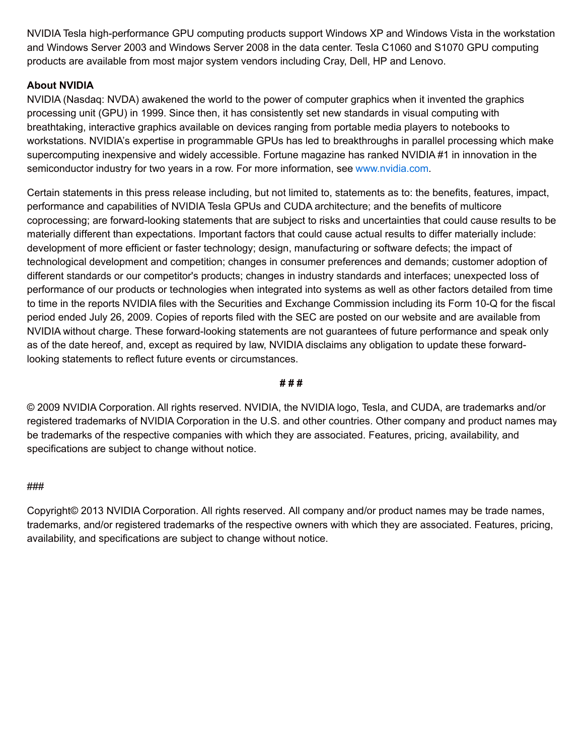NVIDIA Tesla high-performance GPU computing products support Windows XP and Windows Vista in the workstation and Windows Server 2003 and Windows Server 2008 in the data center. Tesla C1060 and S1070 GPU computing products are available from most major system vendors including Cray, Dell, HP and Lenovo.

**About NVIDIA**

NVIDIA (Nasdaq: NVDA) awakened the world to the power of computer graphics when it invented the graphics processing unit (GPU) in 1999. Since then, it has consistently set new standards in visual computing with breathtaking, interactive graphics available on devices ranging from portable media players to notebooks to workstations. NVIDIA's expertise in programmable GPUs has led to breakthroughs in parallel processing which make supercomputing inexpensive and widely accessible. Fortune magazine has ranked NVIDIA #1 in innovation in the semiconductor industry for two years in a row. For more information, see www.nvidia.com.

Certain statements in this press release including, but not limited to, statements as to: the benefits, features, impact, performance and capabilities of NVIDIA Tesla GPUs and CUDA architecture; and the benefits of multicore coprocessing; are forward-looking statements that are subject to risks and uncertainties that could cause results to be materially different than expectations. Important factors that could cause actual results to differ materially include: development of more efficient or faster technology; design, manufacturing or software defects; the impact of technological development and competition; changes in consumer preferences and demands; customer adoption of different standards or our competitor's products; changes in industry standards and interfaces; unexpected loss of performance of our products or technologies when integrated into systems as well as other factors detailed from time to time in the reports NVIDIA files with the Securities and Exchange Commission including its Form 10-Q for the fiscal period ended July 26, 2009. Copies of reports filed with the SEC are posted on our website and are available from NVIDIA without charge. These forward-looking statements are not guarantees of future performance and speak only as of the date hereof, and, except as required by law, NVIDIA disclaims any obligation to update these forward-looking statements to reflect future events or circumstances.

**# # #**

© 2009 NVIDIA Corporation. All rights reserved. NVIDIA, the NVIDIA logo, Tesla, and CUDA, are trademarks and/or registered trademarks of NVIDIA Corporation in the U.S. and other countries. Other company and product names may be trademarks of the respective companies with which they are associated. Features, pricing, availability, and specifications are subject to change without notice.

###

Copyright© 2013 NVIDIA Corporation. All rights reserved. All company and/or product names may be trade names, trademarks, and/or registered trademarks of the respective owners with which they are associated. Features, pricing, availability, and specifications are subject to change without notice.